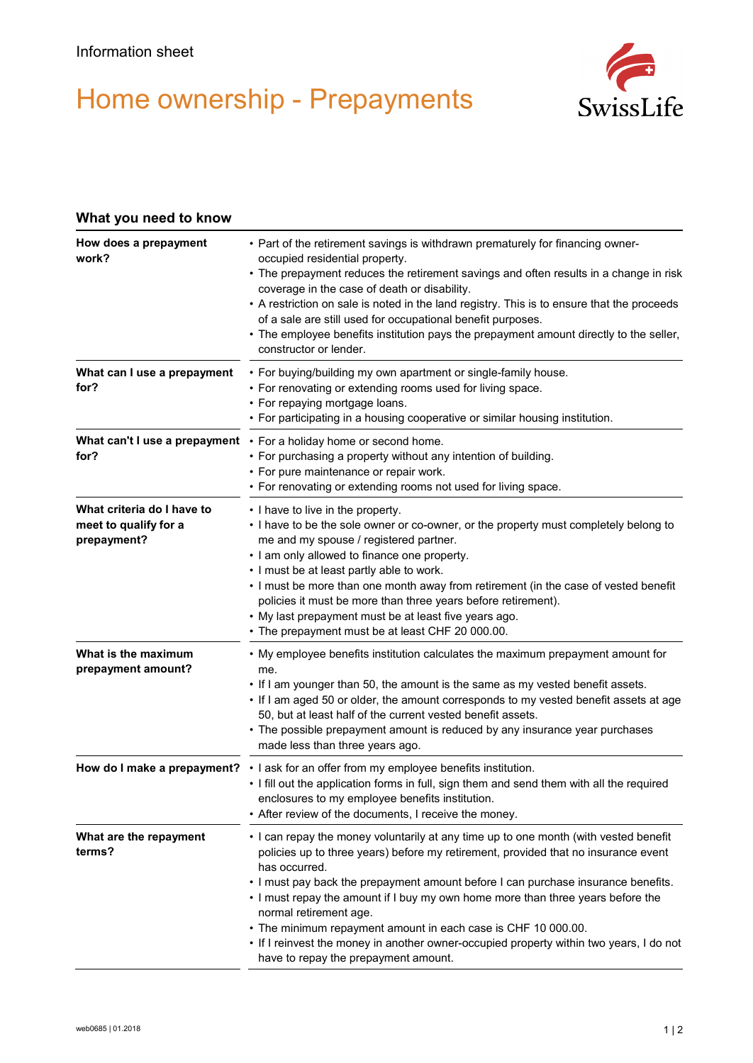Information sheet

# Home ownership - Prepayments

## What you need to know

| | |
|---|---|
| **How does a prepayment work?** | • Part of the retirement savings is withdrawn prematurely for financing owner-occupied residential property.<br>• The prepayment reduces the retirement savings and often results in a change in risk coverage in the case of death or disability.<br>• A restriction on sale is noted in the land registry. This is to ensure that the proceeds of a sale are still used for occupational benefit purposes.<br>• The employee benefits institution pays the prepayment amount directly to the seller, constructor or lender. |
| **What can I use a prepayment for?** | • For buying/building my own apartment or single-family house.<br>• For renovating or extending rooms used for living space.<br>• For repaying mortgage loans.<br>• For participating in a housing cooperative or similar housing institution. |
| **What can't I use a prepayment for?** | • For a holiday home or second home.<br>• For purchasing a property without any intention of building.<br>• For pure maintenance or repair work.<br>• For renovating or extending rooms not used for living space. |
| **What criteria do I have to meet to qualify for a prepayment?** | • I have to live in the property.<br>• I have to be the sole owner or co-owner, or the property must completely belong to me and my spouse / registered partner.<br>• I am only allowed to finance one property.<br>• I must be at least partly able to work.<br>• I must be more than one month away from retirement (in the case of vested benefit policies it must be more than three years before retirement).<br>• My last prepayment must be at least five years ago.<br>• The prepayment must be at least CHF 20 000.00. |
| **What is the maximum prepayment amount?** | • My employee benefits institution calculates the maximum prepayment amount for me.<br>• If I am younger than 50, the amount is the same as my vested benefit assets.<br>• If I am aged 50 or older, the amount corresponds to my vested benefit assets at age 50, but at least half of the current vested benefit assets.<br>• The possible prepayment amount is reduced by any insurance year purchases made less than three years ago. |
| **How do I make a prepayment?** | • I ask for an offer from my employee benefits institution.<br>• I fill out the application forms in full, sign them and send them with all the required enclosures to my employee benefits institution.<br>• After review of the documents, I receive the money. |
| **What are the repayment terms?** | • I can repay the money voluntarily at any time up to one month (with vested benefit policies up to three years) before my retirement, provided that no insurance event has occurred.<br>• I must pay back the prepayment amount before I can purchase insurance benefits.<br>• I must repay the amount if I buy my own home more than three years before the normal retirement age.<br>• The minimum repayment amount in each case is CHF 10 000.00.<br>• If I reinvest the money in another owner-occupied property within two years, I do not have to repay the prepayment amount. |

web0685 | 01.2018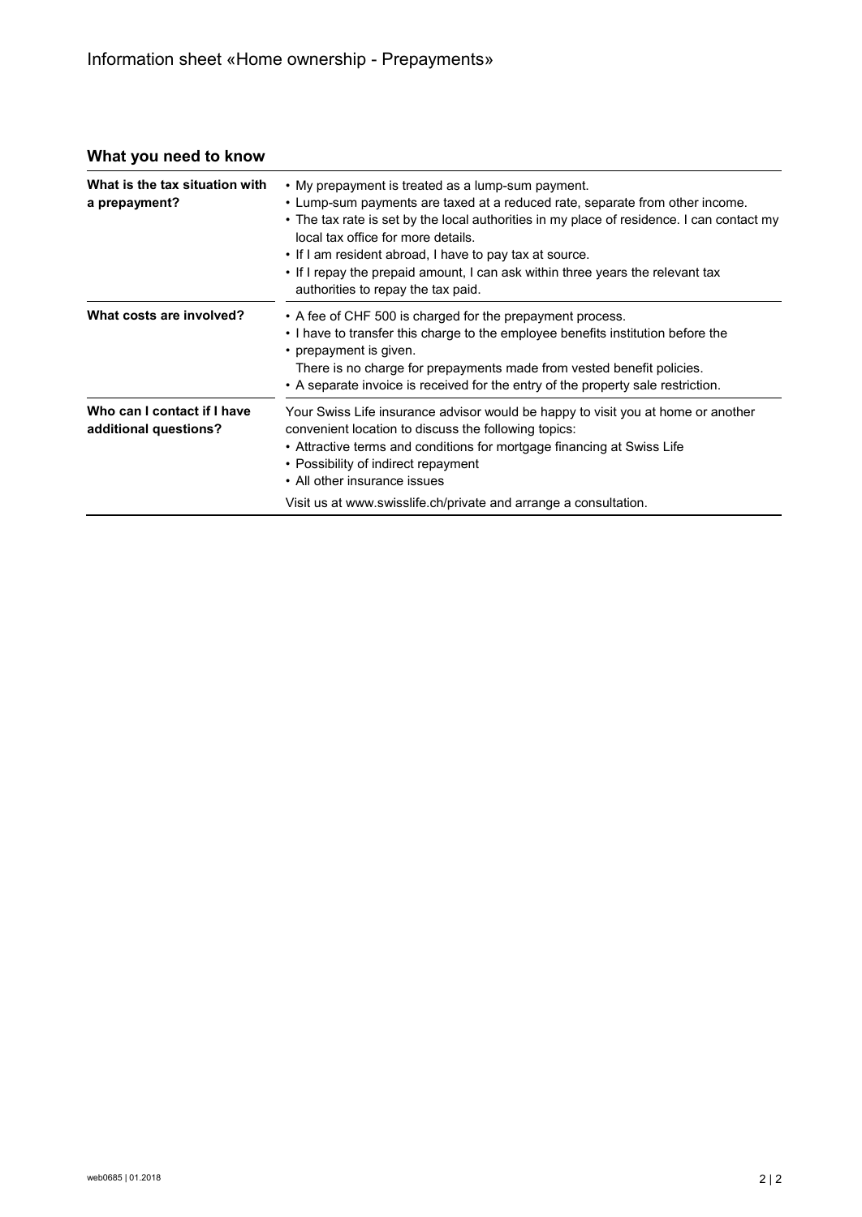## What you need to know

| | |
|---|---|
| **What is the tax situation with a prepayment?** | • My prepayment is treated as a lump-sum payment.<br>• Lump-sum payments are taxed at a reduced rate, separate from other income.<br>• The tax rate is set by the local authorities in my place of residence. I can contact my local tax office for more details.<br>• If I am resident abroad, I have to pay tax at source.<br>• If I repay the prepaid amount, I can ask within three years the relevant tax authorities to repay the tax paid. |
| **What costs are involved?** | • A fee of CHF 500 is charged for the prepayment process.<br>• I have to transfer this charge to the employee benefits institution before the<br>• prepayment is given.<br>There is no charge for prepayments made from vested benefit policies.<br>• A separate invoice is received for the entry of the property sale restriction. |
| **Who can I contact if I have additional questions?** | Your Swiss Life insurance advisor would be happy to visit you at home or another convenient location to discuss the following topics:<br>• Attractive terms and conditions for mortgage financing at Swiss Life<br>• Possibility of indirect repayment<br>• All other insurance issues<br><br>Visit us at www.swisslife.ch/private and arrange a consultation. |

web0685 | 01.2018